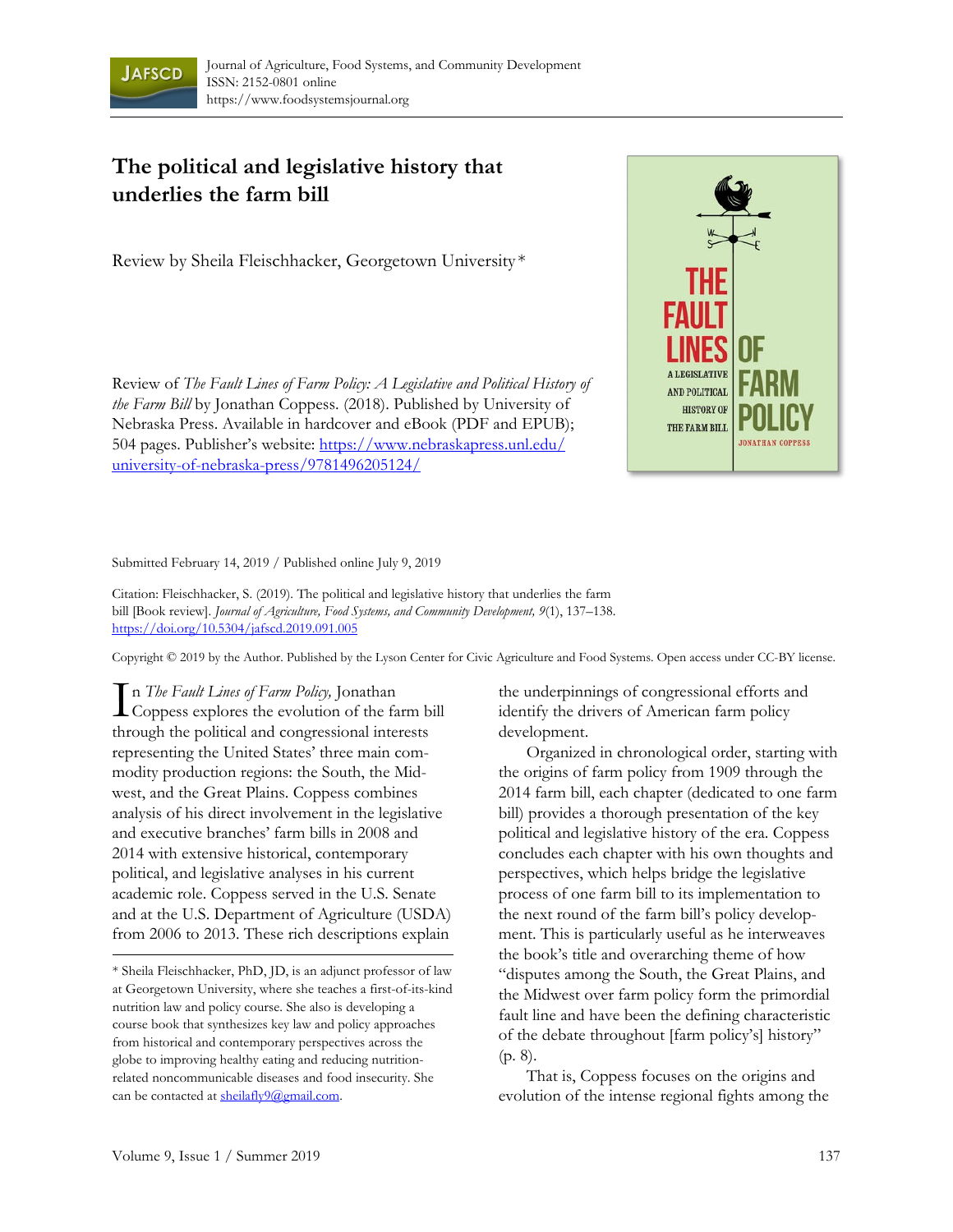# The political and legislative history that underlies the farm bill

Review by Sheila Fleischhacker, Georgetown University *

Review of *The Fault Lines of Farm Policy: A Legislative and Political History of the Farm Bill* by Jonathan Coppess. (2018). Published by University of Nebraska Press. Available in hardcover and eBook (PDF and EPUB); 504 pages. Publisher's website: https://www.nebraskapress.unl.edu/university-of-nebraska-press/9781496205124/

Submitted February 14, 2019 / Published online July 9, 2019

Citation: Fleischhacker, S. (2019). The political and legislative history that underlies the farm bill [Book review]. *Journal of Agriculture, Food Systems, and Community Development, 9*(1), 137–138. https://doi.org/10.5304/jafscd.2019.091.005

Copyright © 2019 by the Author. Published by the Lyson Center for Civic Agriculture and Food Systems. Open access under CC-BY license.

In *The Fault Lines of Farm Policy,* Jonathan Coppess explores the evolution of the farm bill through the political and congressional interests representing the United States' three main commodity production regions: the South, the Midwest, and the Great Plains. Coppess combines analysis of his direct involvement in the legislative and executive branches' farm bills in 2008 and 2014 with extensive historical, contemporary political, and legislative analyses in his current academic role. Coppess served in the U.S. Senate and at the U.S. Department of Agriculture (USDA) from 2006 to 2013. These rich descriptions explain the underpinnings of congressional efforts and identify the drivers of American farm policy development.

Organized in chronological order, starting with the origins of farm policy from 1909 through the 2014 farm bill, each chapter (dedicated to one farm bill) provides a thorough presentation of the key political and legislative history of the era. Coppess concludes each chapter with his own thoughts and perspectives, which helps bridge the legislative process of one farm bill to its implementation to the next round of the farm bill's policy development. This is particularly useful as he interweaves the book's title and overarching theme of how "disputes among the South, the Great Plains, and the Midwest over farm policy form the primordial fault line and have been the defining characteristic of the debate throughout [farm policy's] history" (p. 8).

That is, Coppess focuses on the origins and evolution of the intense regional fights among the

---

\* Sheila Fleischhacker, PhD, JD, is an adjunct professor of law at Georgetown University, where she teaches a first-of-its-kind nutrition law and policy course. She also is developing a course book that synthesizes key law and policy approaches from historical and contemporary perspectives across the globe to improving healthy eating and reducing nutrition-related noncommunicable diseases and food insecurity. She can be contacted at sheilafly9@gmail.com.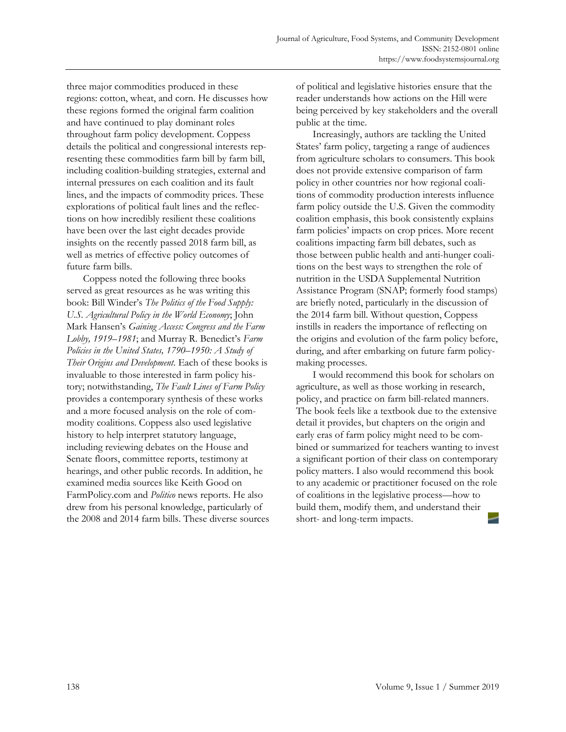three major commodities produced in these regions: cotton, wheat, and corn. He discusses how these regions formed the original farm coalition and have continued to play dominant roles throughout farm policy development. Coppess details the political and congressional interests representing these commodities farm bill by farm bill, including coalition-building strategies, external and internal pressures on each coalition and its fault lines, and the impacts of commodity prices. These explorations of political fault lines and the reflections on how incredibly resilient these coalitions have been over the last eight decades provide insights on the recently passed 2018 farm bill, as well as metrics of effective policy outcomes of future farm bills.

Coppess noted the following three books served as great resources as he was writing this book: Bill Winder's *The Politics of the Food Supply: U.S. Agricultural Policy in the World Economy*; John Mark Hansen's *Gaining Access: Congress and the Farm Lobby, 1919–1981*; and Murray R. Benedict's *Farm Policies in the United States, 1790–1950: A Study of Their Origins and Development*. Each of these books is invaluable to those interested in farm policy history; notwithstanding, *The Fault Lines of Farm Policy* provides a contemporary synthesis of these works and a more focused analysis on the role of commodity coalitions. Coppess also used legislative history to help interpret statutory language, including reviewing debates on the House and Senate floors, committee reports, testimony at hearings, and other public records. In addition, he examined media sources like Keith Good on FarmPolicy.com and *Politico* news reports. He also drew from his personal knowledge, particularly of the 2008 and 2014 farm bills. These diverse sources of political and legislative histories ensure that the reader understands how actions on the Hill were being perceived by key stakeholders and the overall public at the time.

Increasingly, authors are tackling the United States' farm policy, targeting a range of audiences from agriculture scholars to consumers. This book does not provide extensive comparison of farm policy in other countries nor how regional coalitions of commodity production interests influence farm policy outside the U.S. Given the commodity coalition emphasis, this book consistently explains farm policies' impacts on crop prices. More recent coalitions impacting farm bill debates, such as those between public health and anti-hunger coalitions on the best ways to strengthen the role of nutrition in the USDA Supplemental Nutrition Assistance Program (SNAP; formerly food stamps) are briefly noted, particularly in the discussion of the 2014 farm bill. Without question, Coppess instills in readers the importance of reflecting on the origins and evolution of the farm policy before, during, and after embarking on future farm policymaking processes.

I would recommend this book for scholars on agriculture, as well as those working in research, policy, and practice on farm bill-related manners. The book feels like a textbook due to the extensive detail it provides, but chapters on the origin and early eras of farm policy might need to be combined or summarized for teachers wanting to invest a significant portion of their class on contemporary policy matters. I also would recommend this book to any academic or practitioner focused on the role of coalitions in the legislative process—how to build them, modify them, and understand their short- and long-term impacts.